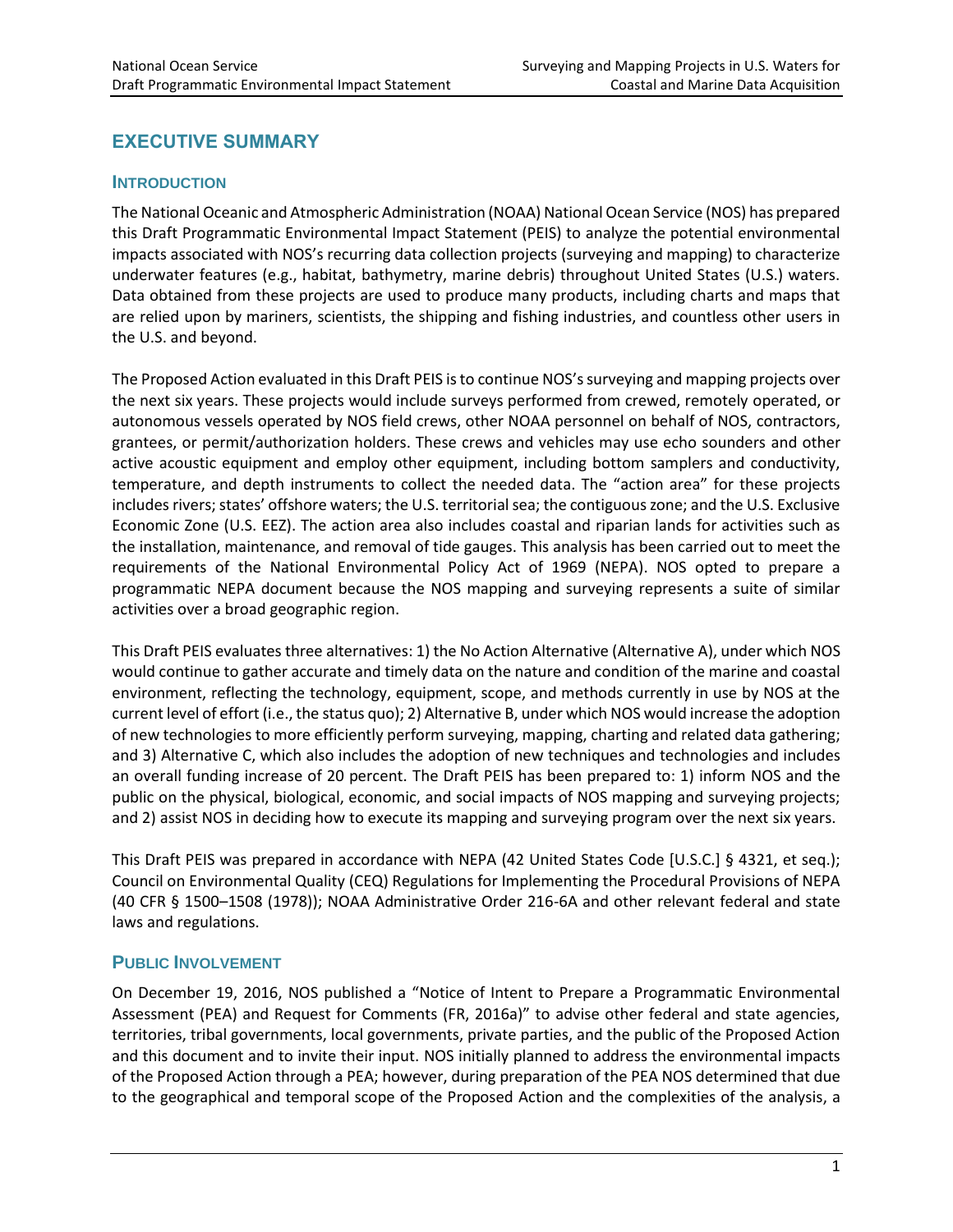# EXECUTIVE SUMMARY

## INTRODUCTION

The National Oceanic and Atmospheric Administration (NOAA) National Ocean Service (NOS) has prepared this Draft Programmatic Environmental Impact Statement (PEIS) to analyze the potential environmental impacts associated with NOS's recurring data collection projects (surveying and mapping) to characterize underwater features (e.g., habitat, bathymetry, marine debris) throughout United States (U.S.) waters. Data obtained from these projects are used to produce many products, including charts and maps that are relied upon by mariners, scientists, the shipping and fishing industries, and countless other users in the U.S. and beyond.

The Proposed Action evaluated in this Draft PEIS is to continue NOS's surveying and mapping projects over the next six years. These projects would include surveys performed from crewed, remotely operated, or autonomous vessels operated by NOS field crews, other NOAA personnel on behalf of NOS, contractors, grantees, or permit/authorization holders. These crews and vehicles may use echo sounders and other active acoustic equipment and employ other equipment, including bottom samplers and conductivity, temperature, and depth instruments to collect the needed data. The "action area" for these projects includes rivers; states' offshore waters; the U.S. territorial sea; the contiguous zone; and the U.S. Exclusive Economic Zone (U.S. EEZ). The action area also includes coastal and riparian lands for activities such as the installation, maintenance, and removal of tide gauges. This analysis has been carried out to meet the requirements of the National Environmental Policy Act of 1969 (NEPA). NOS opted to prepare a programmatic NEPA document because the NOS mapping and surveying represents a suite of similar activities over a broad geographic region.

This Draft PEIS evaluates three alternatives: 1) the No Action Alternative (Alternative A), under which NOS would continue to gather accurate and timely data on the nature and condition of the marine and coastal environment, reflecting the technology, equipment, scope, and methods currently in use by NOS at the current level of effort (i.e., the status quo); 2) Alternative B, under which NOS would increase the adoption of new technologies to more efficiently perform surveying, mapping, charting and related data gathering; and 3) Alternative C, which also includes the adoption of new techniques and technologies and includes an overall funding increase of 20 percent. The Draft PEIS has been prepared to: 1) inform NOS and the public on the physical, biological, economic, and social impacts of NOS mapping and surveying projects; and 2) assist NOS in deciding how to execute its mapping and surveying program over the next six years.

This Draft PEIS was prepared in accordance with NEPA (42 United States Code [U.S.C.] § 4321, et seq.); Council on Environmental Quality (CEQ) Regulations for Implementing the Procedural Provisions of NEPA (40 CFR § 1500–1508 (1978)); NOAA Administrative Order 216-6A and other relevant federal and state laws and regulations.

## PUBLIC INVOLVEMENT

On December 19, 2016, NOS published a "Notice of Intent to Prepare a Programmatic Environmental Assessment (PEA) and Request for Comments (FR, 2016a)" to advise other federal and state agencies, territories, tribal governments, local governments, private parties, and the public of the Proposed Action and this document and to invite their input. NOS initially planned to address the environmental impacts of the Proposed Action through a PEA; however, during preparation of the PEA NOS determined that due to the geographical and temporal scope of the Proposed Action and the complexities of the analysis, a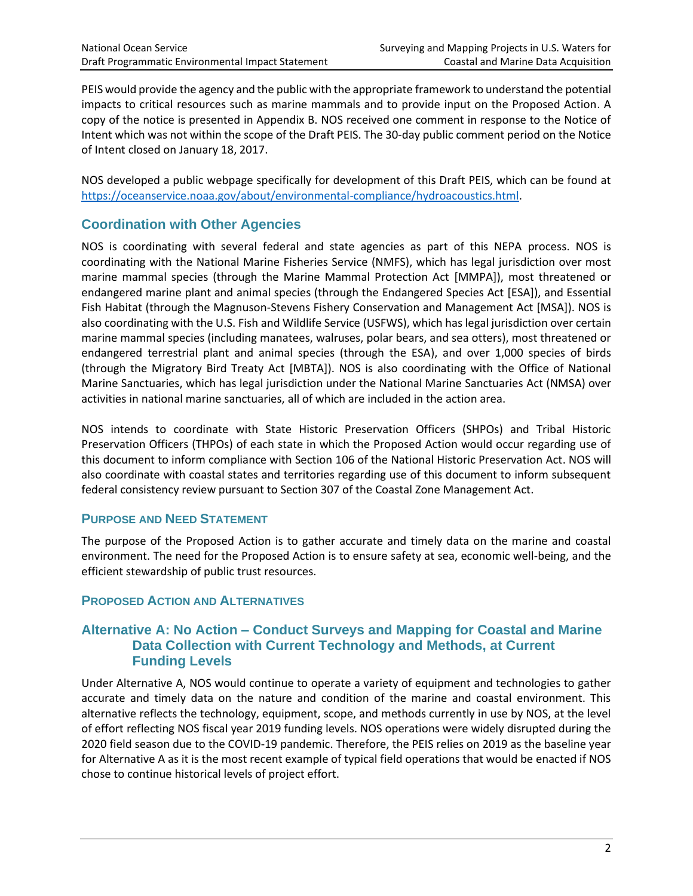PEIS would provide the agency and the public with the appropriate framework to understand the potential impacts to critical resources such as marine mammals and to provide input on the Proposed Action. A copy of the notice is presented in Appendix B. NOS received one comment in response to the Notice of Intent which was not within the scope of the Draft PEIS. The 30-day public comment period on the Notice of Intent closed on January 18, 2017.

NOS developed a public webpage specifically for development of this Draft PEIS, which can be found at [https://oceanservice.noaa.gov/about/environmental-compliance/hydroacoustics.html](https://oceanservice.noaa.gov/about/environmental-compliance/hydroacoustics.html).

## Coordination with Other Agencies

NOS is coordinating with several federal and state agencies as part of this NEPA process. NOS is coordinating with the National Marine Fisheries Service (NMFS), which has legal jurisdiction over most marine mammal species (through the Marine Mammal Protection Act [MMPA]), most threatened or endangered marine plant and animal species (through the Endangered Species Act [ESA]), and Essential Fish Habitat (through the Magnuson-Stevens Fishery Conservation and Management Act [MSA]). NOS is also coordinating with the U.S. Fish and Wildlife Service (USFWS), which has legal jurisdiction over certain marine mammal species (including manatees, walruses, polar bears, and sea otters), most threatened or endangered terrestrial plant and animal species (through the ESA), and over 1,000 species of birds (through the Migratory Bird Treaty Act [MBTA]). NOS is also coordinating with the Office of National Marine Sanctuaries, which has legal jurisdiction under the National Marine Sanctuaries Act (NMSA) over activities in national marine sanctuaries, all of which are included in the action area.

NOS intends to coordinate with State Historic Preservation Officers (SHPOs) and Tribal Historic Preservation Officers (THPOs) of each state in which the Proposed Action would occur regarding use of this document to inform compliance with Section 106 of the National Historic Preservation Act. NOS will also coordinate with coastal states and territories regarding use of this document to inform subsequent federal consistency review pursuant to Section 307 of the Coastal Zone Management Act.

### Purpose and Need Statement

The purpose of the Proposed Action is to gather accurate and timely data on the marine and coastal environment. The need for the Proposed Action is to ensure safety at sea, economic well-being, and the efficient stewardship of public trust resources.

### Proposed Action and Alternatives

## Alternative A: No Action – Conduct Surveys and Mapping for Coastal and Marine Data Collection with Current Technology and Methods, at Current Funding Levels

Under Alternative A, NOS would continue to operate a variety of equipment and technologies to gather accurate and timely data on the nature and condition of the marine and coastal environment. This alternative reflects the technology, equipment, scope, and methods currently in use by NOS, at the level of effort reflecting NOS fiscal year 2019 funding levels. NOS operations were widely disrupted during the 2020 field season due to the COVID-19 pandemic. Therefore, the PEIS relies on 2019 as the baseline year for Alternative A as it is the most recent example of typical field operations that would be enacted if NOS chose to continue historical levels of project effort.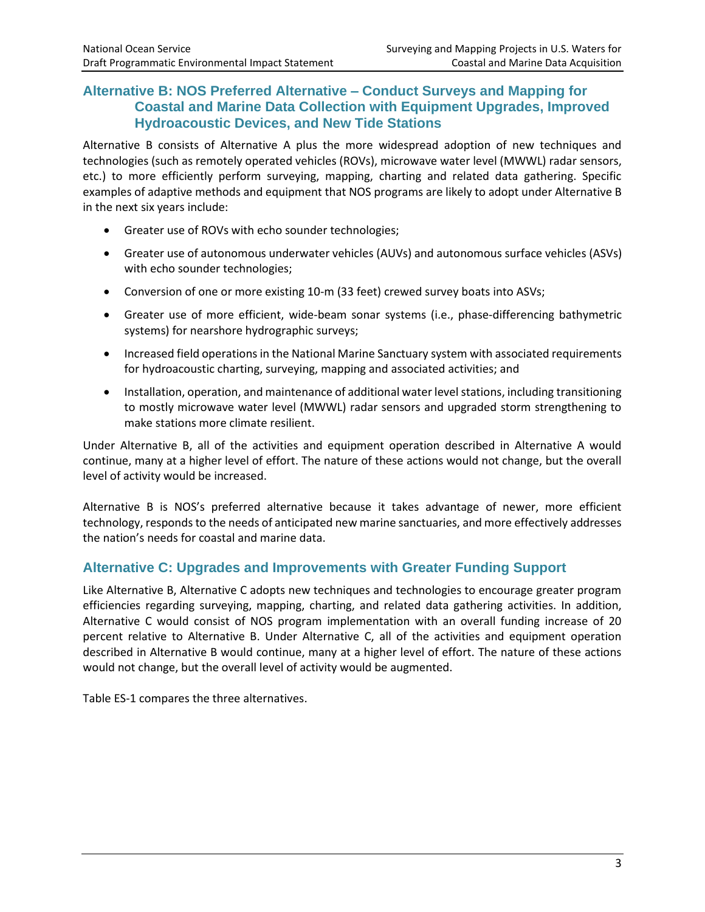### Alternative B: NOS Preferred Alternative – Conduct Surveys and Mapping for Coastal and Marine Data Collection with Equipment Upgrades, Improved Hydroacoustic Devices, and New Tide Stations

Alternative B consists of Alternative A plus the more widespread adoption of new techniques and technologies (such as remotely operated vehicles (ROVs), microwave water level (MWWL) radar sensors, etc.) to more efficiently perform surveying, mapping, charting and related data gathering. Specific examples of adaptive methods and equipment that NOS programs are likely to adopt under Alternative B in the next six years include:

- Greater use of ROVs with echo sounder technologies;
- Greater use of autonomous underwater vehicles (AUVs) and autonomous surface vehicles (ASVs) with echo sounder technologies;
- Conversion of one or more existing 10-m (33 feet) crewed survey boats into ASVs;
- Greater use of more efficient, wide-beam sonar systems (i.e., phase-differencing bathymetric systems) for nearshore hydrographic surveys;
- Increased field operations in the National Marine Sanctuary system with associated requirements for hydroacoustic charting, surveying, mapping and associated activities; and
- Installation, operation, and maintenance of additional water level stations, including transitioning to mostly microwave water level (MWWL) radar sensors and upgraded storm strengthening to make stations more climate resilient.

Under Alternative B, all of the activities and equipment operation described in Alternative A would continue, many at a higher level of effort. The nature of these actions would not change, but the overall level of activity would be increased.

Alternative B is NOS's preferred alternative because it takes advantage of newer, more efficient technology, responds to the needs of anticipated new marine sanctuaries, and more effectively addresses the nation's needs for coastal and marine data.

### Alternative C: Upgrades and Improvements with Greater Funding Support

Like Alternative B, Alternative C adopts new techniques and technologies to encourage greater program efficiencies regarding surveying, mapping, charting, and related data gathering activities. In addition, Alternative C would consist of NOS program implementation with an overall funding increase of 20 percent relative to Alternative B. Under Alternative C, all of the activities and equipment operation described in Alternative B would continue, many at a higher level of effort. The nature of these actions would not change, but the overall level of activity would be augmented.

Table ES-1 compares the three alternatives.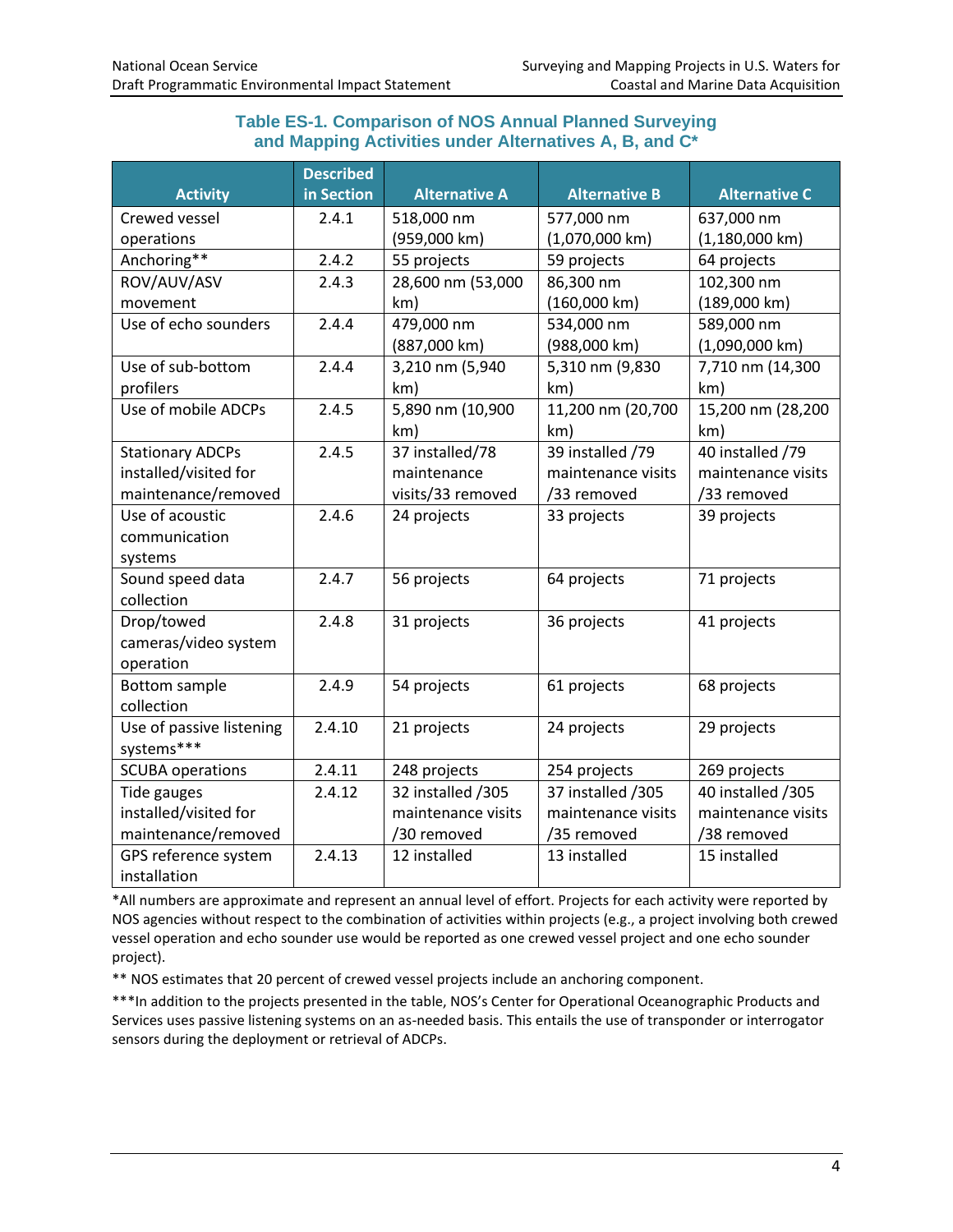**Table ES-1. Comparison of NOS Annual Planned Surveying and Mapping Activities under Alternatives A, B, and C***

| Activity | Described in Section | Alternative A | Alternative B | Alternative C |
|---|---|---|---|---|
| Crewed vessel operations | 2.4.1 | 518,000 nm (959,000 km) | 577,000 nm (1,070,000 km) | 637,000 nm (1,180,000 km) |
| Anchoring** | 2.4.2 | 55 projects | 59 projects | 64 projects |
| ROV/AUV/ASV movement | 2.4.3 | 28,600 nm (53,000 km) | 86,300 nm (160,000 km) | 102,300 nm (189,000 km) |
| Use of echo sounders | 2.4.4 | 479,000 nm (887,000 km) | 534,000 nm (988,000 km) | 589,000 nm (1,090,000 km) |
| Use of sub-bottom profilers | 2.4.4 | 3,210 nm (5,940 km) | 5,310 nm (9,830 km) | 7,710 nm (14,300 km) |
| Use of mobile ADCPs | 2.4.5 | 5,890 nm (10,900 km) | 11,200 nm (20,700 km) | 15,200 nm (28,200 km) |
| Stationary ADCPs installed/visited for maintenance/removed | 2.4.5 | 37 installed/78 maintenance visits/33 removed | 39 installed /79 maintenance visits /33 removed | 40 installed /79 maintenance visits /33 removed |
| Use of acoustic communication systems | 2.4.6 | 24 projects | 33 projects | 39 projects |
| Sound speed data collection | 2.4.7 | 56 projects | 64 projects | 71 projects |
| Drop/towed cameras/video system operation | 2.4.8 | 31 projects | 36 projects | 41 projects |
| Bottom sample collection | 2.4.9 | 54 projects | 61 projects | 68 projects |
| Use of passive listening systems*** | 2.4.10 | 21 projects | 24 projects | 29 projects |
| SCUBA operations | 2.4.11 | 248 projects | 254 projects | 269 projects |
| Tide gauges installed/visited for maintenance/removed | 2.4.12 | 32 installed /305 maintenance visits /30 removed | 37 installed /305 maintenance visits /35 removed | 40 installed /305 maintenance visits /38 removed |
| GPS reference system installation | 2.4.13 | 12 installed | 13 installed | 15 installed |

*All numbers are approximate and represent an annual level of effort. Projects for each activity were reported by NOS agencies without respect to the combination of activities within projects (e.g., a project involving both crewed vessel operation and echo sounder use would be reported as one crewed vessel project and one echo sounder project).

** NOS estimates that 20 percent of crewed vessel projects include an anchoring component.

***In addition to the projects presented in the table, NOS's Center for Operational Oceanographic Products and Services uses passive listening systems on an as-needed basis. This entails the use of transponder or interrogator sensors during the deployment or retrieval of ADCPs.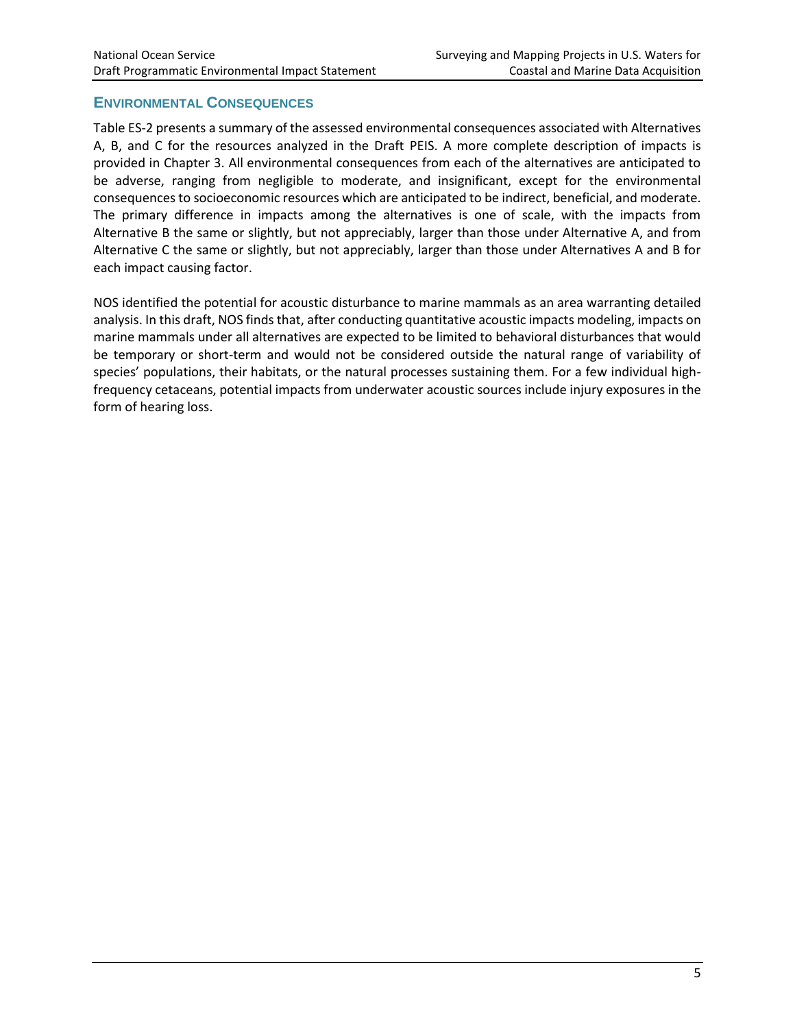## Environmental Consequences

Table ES-2 presents a summary of the assessed environmental consequences associated with Alternatives A, B, and C for the resources analyzed in the Draft PEIS. A more complete description of impacts is provided in Chapter 3. All environmental consequences from each of the alternatives are anticipated to be adverse, ranging from negligible to moderate, and insignificant, except for the environmental consequences to socioeconomic resources which are anticipated to be indirect, beneficial, and moderate. The primary difference in impacts among the alternatives is one of scale, with the impacts from Alternative B the same or slightly, but not appreciably, larger than those under Alternative A, and from Alternative C the same or slightly, but not appreciably, larger than those under Alternatives A and B for each impact causing factor.

NOS identified the potential for acoustic disturbance to marine mammals as an area warranting detailed analysis. In this draft, NOS finds that, after conducting quantitative acoustic impacts modeling, impacts on marine mammals under all alternatives are expected to be limited to behavioral disturbances that would be temporary or short-term and would not be considered outside the natural range of variability of species' populations, their habitats, or the natural processes sustaining them. For a few individual high-frequency cetaceans, potential impacts from underwater acoustic sources include injury exposures in the form of hearing loss.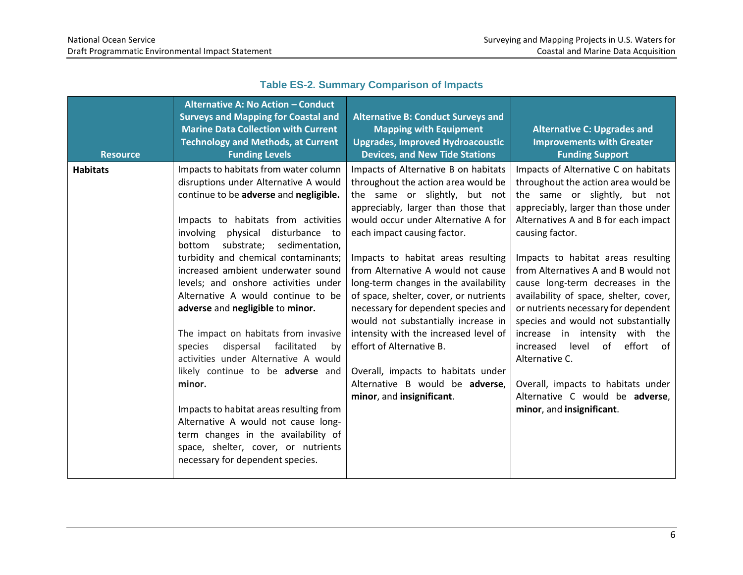**Table ES-2. Summary Comparison of Impacts**

| Resource | Alternative A: No Action – Conduct Surveys and Mapping for Coastal and Marine Data Collection with Current Technology and Methods, at Current Funding Levels | Alternative B: Conduct Surveys and Mapping with Equipment Upgrades, Improved Hydroacoustic Devices, and New Tide Stations | Alternative C: Upgrades and Improvements with Greater Funding Support |
|---|---|---|---|
| **Habitats** | Impacts to habitats from water column disruptions under Alternative A would continue to be **adverse** and **negligible.**<br><br>Impacts to habitats from activities involving physical disturbance to bottom substrate; sedimentation, turbidity and chemical contaminants; increased ambient underwater sound levels; and onshore activities under Alternative A would continue to be **adverse** and **negligible** to **minor.**<br><br>The impact on habitats from invasive species dispersal facilitated by activities under Alternative A would likely continue to be **adverse** and **minor.**<br><br>Impacts to habitat areas resulting from Alternative A would not cause long-term changes in the availability of space, shelter, cover, or nutrients necessary for dependent species. | Impacts of Alternative B on habitats throughout the action area would be the same or slightly, but not appreciably, larger than those that would occur under Alternative A for each impact causing factor.<br><br>Impacts to habitat areas resulting from Alternative A would not cause long-term changes in the availability of space, shelter, cover, or nutrients necessary for dependent species and would not substantially increase in intensity with the increased level of effort of Alternative B.<br><br>Overall, impacts to habitats under Alternative B would be **adverse**, **minor**, and **insignificant**. | Impacts of Alternative C on habitats throughout the action area would be the same or slightly, but not appreciably, larger than those under Alternatives A and B for each impact causing factor.<br><br>Impacts to habitat areas resulting from Alternatives A and B would not cause long-term decreases in the availability of space, shelter, cover, or nutrients necessary for dependent species and would not substantially increase in intensity with the increased level of effort of Alternative C.<br><br>Overall, impacts to habitats under Alternative C would be **adverse**, **minor**, and **insignificant**. |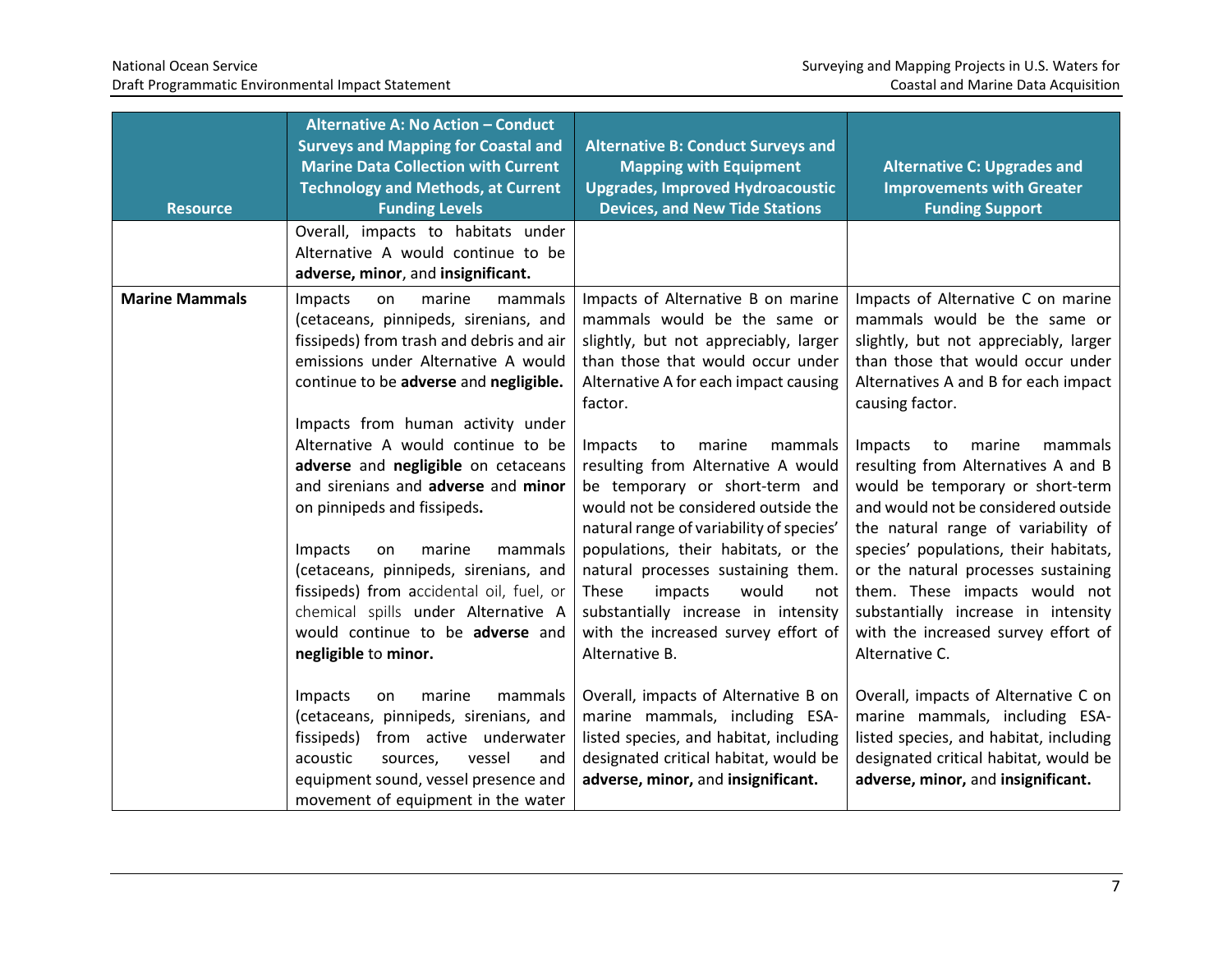| Resource | Alternative A: No Action – Conduct Surveys and Mapping for Coastal and Marine Data Collection with Current Technology and Methods, at Current Funding Levels | Alternative B: Conduct Surveys and Mapping with Equipment Upgrades, Improved Hydroacoustic Devices, and New Tide Stations | Alternative C: Upgrades and Improvements with Greater Funding Support |
|---|---|---|---|
| | Overall, impacts to habitats under Alternative A would continue to be **adverse, minor**, and **insignificant.** | | |
| **Marine Mammals** | Impacts on marine mammals (cetaceans, pinnipeds, sirenians, and fissipeds) from trash and debris and air emissions under Alternative A would continue to be **adverse** and **negligible.**<br><br>Impacts from human activity under Alternative A would continue to be **adverse** and **negligible** on cetaceans and sirenians and **adverse** and **minor** on pinnipeds and fissipeds**.**<br><br>Impacts on marine mammals (cetaceans, pinnipeds, sirenians, and fissipeds) from accidental oil, fuel, or chemical spills under Alternative A would continue to be **adverse** and **negligible** to **minor.**<br><br>Impacts on marine mammals (cetaceans, pinnipeds, sirenians, and fissipeds) from active underwater acoustic sources, vessel and equipment sound, vessel presence and movement of equipment in the water | Impacts of Alternative B on marine mammals would be the same or slightly, but not appreciably, larger than those that would occur under Alternative A for each impact causing factor.<br><br>Impacts to marine mammals resulting from Alternative A would be temporary or short-term and would not be considered outside the natural range of variability of species' populations, their habitats, or the natural processes sustaining them. These impacts would not substantially increase in intensity with the increased survey effort of Alternative B.<br><br>Overall, impacts of Alternative B on marine mammals, including ESA-listed species, and habitat, including designated critical habitat, would be **adverse, minor,** and **insignificant.** | Impacts of Alternative C on marine mammals would be the same or slightly, but not appreciably, larger than those that would occur under Alternatives A and B for each impact causing factor.<br><br>Impacts to marine mammals resulting from Alternatives A and B would be temporary or short-term and would not be considered outside the natural range of variability of species' populations, their habitats, or the natural processes sustaining them. These impacts would not substantially increase in intensity with the increased survey effort of Alternative C.<br><br>Overall, impacts of Alternative C on marine mammals, including ESA-listed species, and habitat, including designated critical habitat, would be **adverse, minor,** and **insignificant.** |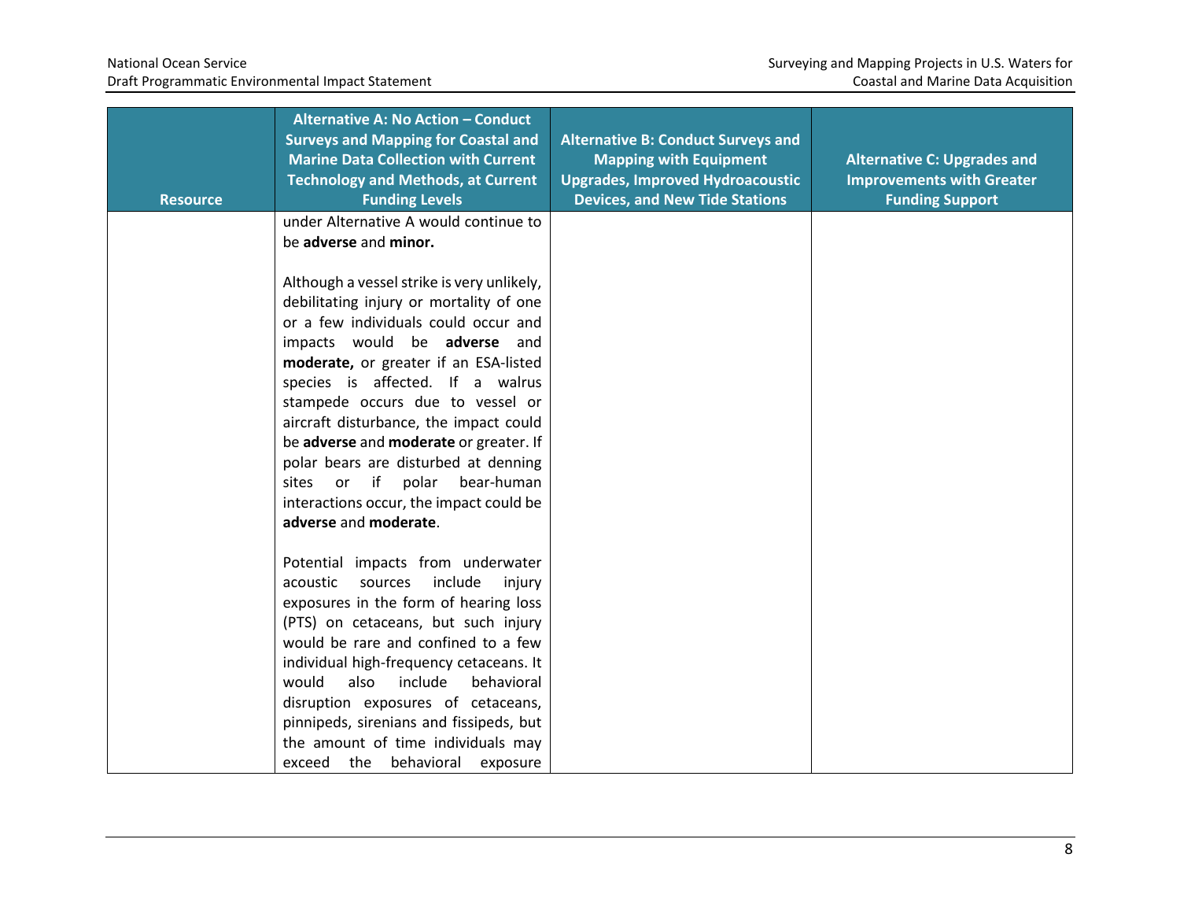| Resource | Alternative A: No Action – Conduct Surveys and Mapping for Coastal and Marine Data Collection with Current Technology and Methods, at Current Funding Levels | Alternative B: Conduct Surveys and Mapping with Equipment Upgrades, Improved Hydroacoustic Devices, and New Tide Stations | Alternative C: Upgrades and Improvements with Greater Funding Support |
|---|---|---|---|
| | under Alternative A would continue to be **adverse** and **minor.**<br><br>Although a vessel strike is very unlikely, debilitating injury or mortality of one or a few individuals could occur and impacts would be **adverse** and **moderate,** or greater if an ESA-listed species is affected. If a walrus stampede occurs due to vessel or aircraft disturbance, the impact could be **adverse** and **moderate** or greater. If polar bears are disturbed at denning sites or if polar bear-human interactions occur, the impact could be **adverse** and **moderate**.<br><br>Potential impacts from underwater acoustic sources include injury exposures in the form of hearing loss (PTS) on cetaceans, but such injury would be rare and confined to a few individual high-frequency cetaceans. It would also include behavioral disruption exposures of cetaceans, pinnipeds, sirenians and fissipeds, but the amount of time individuals may exceed the behavioral exposure | | |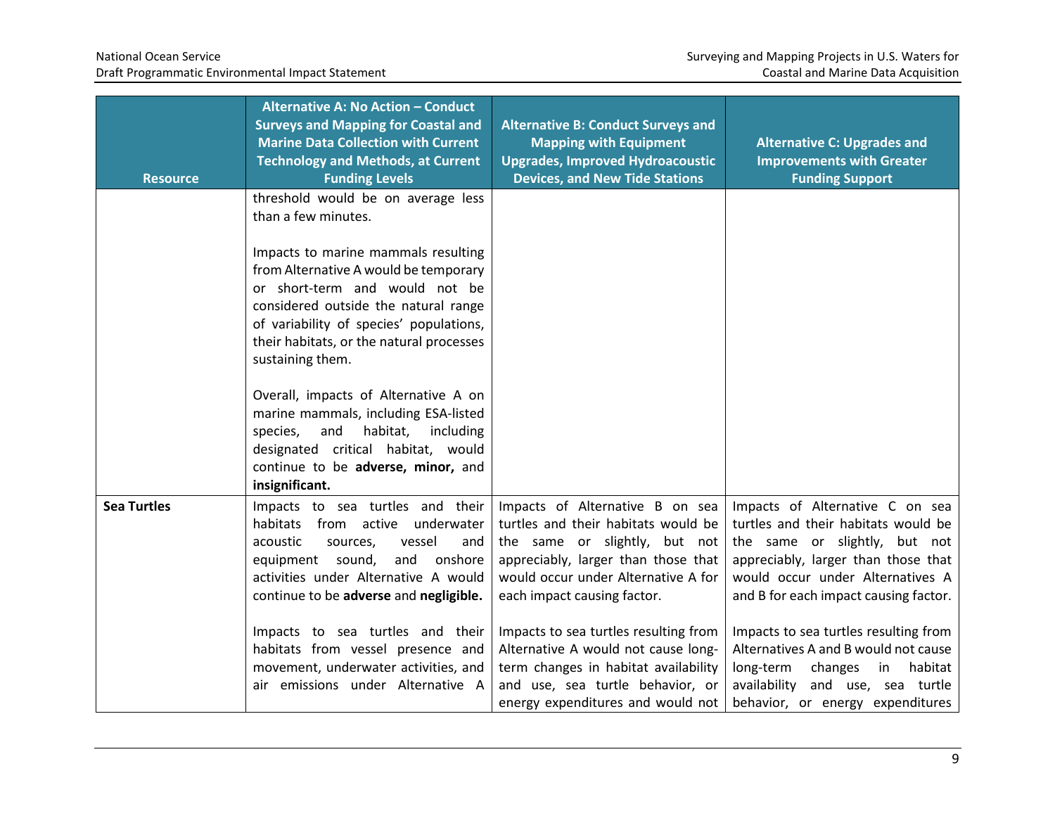| Resource | Alternative A: No Action – Conduct Surveys and Mapping for Coastal and Marine Data Collection with Current Technology and Methods, at Current Funding Levels | Alternative B: Conduct Surveys and Mapping with Equipment Upgrades, Improved Hydroacoustic Devices, and New Tide Stations | Alternative C: Upgrades and Improvements with Greater Funding Support |
|---|---|---|---|
| | threshold would be on average less than a few minutes.<br><br>Impacts to marine mammals resulting from Alternative A would be temporary or short-term and would not be considered outside the natural range of variability of species' populations, their habitats, or the natural processes sustaining them.<br><br>Overall, impacts of Alternative A on marine mammals, including ESA-listed species, and habitat, including designated critical habitat, would continue to be **adverse, minor,** and **insignificant.** | | |
| **Sea Turtles** | Impacts to sea turtles and their habitats from active underwater acoustic sources, vessel and equipment sound, and onshore activities under Alternative A would continue to be **adverse** and **negligible.**<br><br>Impacts to sea turtles and their habitats from vessel presence and movement, underwater activities, and air emissions under Alternative A | Impacts of Alternative B on sea turtles and their habitats would be the same or slightly, but not appreciably, larger than those that would occur under Alternative A for each impact causing factor.<br><br>Impacts to sea turtles resulting from Alternative A would not cause long-term changes in habitat availability and use, sea turtle behavior, or energy expenditures and would not | Impacts of Alternative C on sea turtles and their habitats would be the same or slightly, but not appreciably, larger than those that would occur under Alternatives A and B for each impact causing factor.<br><br>Impacts to sea turtles resulting from Alternatives A and B would not cause long-term changes in habitat availability and use, sea turtle behavior, or energy expenditures |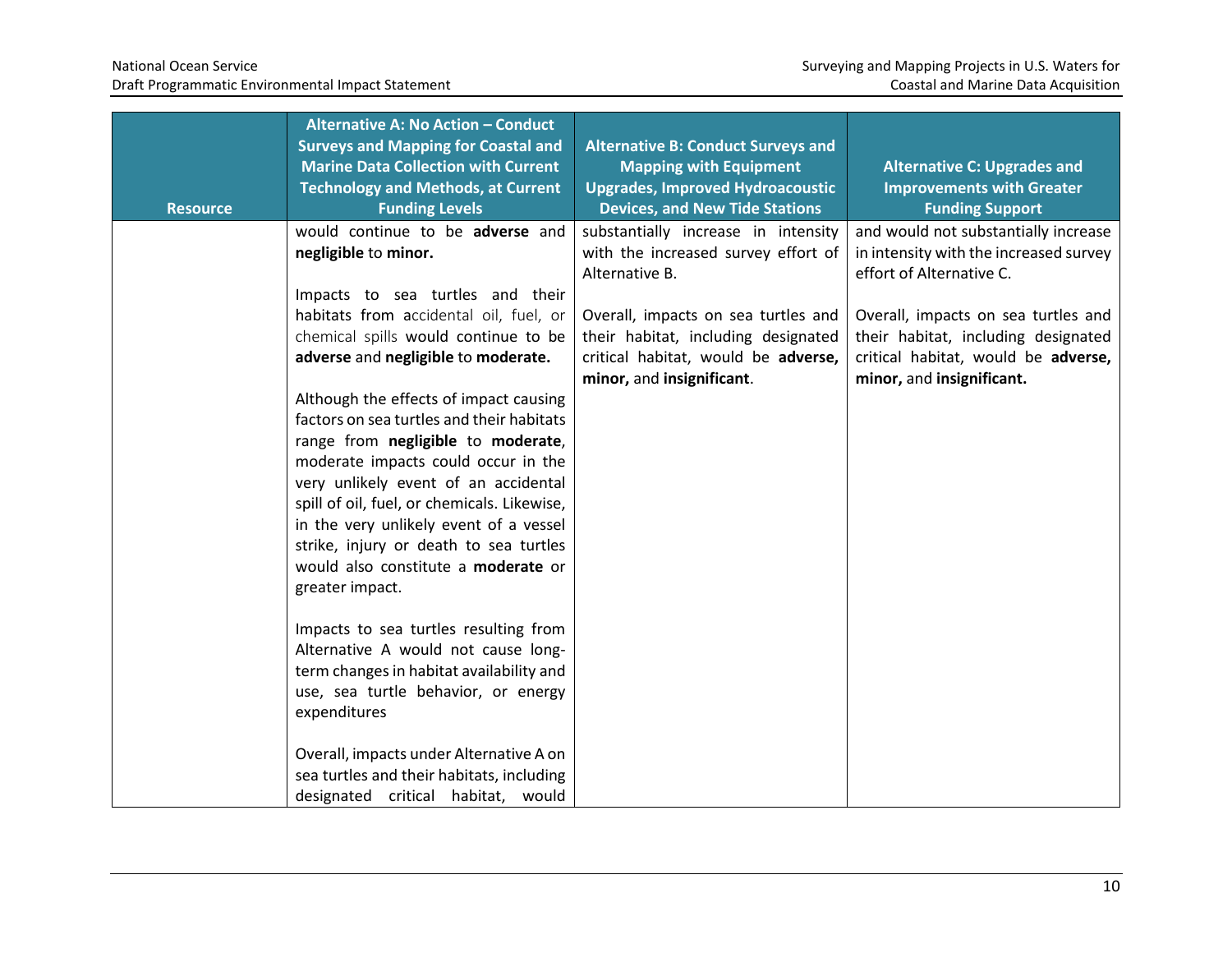| Resource | Alternative A: No Action – Conduct Surveys and Mapping for Coastal and Marine Data Collection with Current Technology and Methods, at Current Funding Levels | Alternative B: Conduct Surveys and Mapping with Equipment Upgrades, Improved Hydroacoustic Devices, and New Tide Stations | Alternative C: Upgrades and Improvements with Greater Funding Support |
|---|---|---|---|
| | would continue to be **adverse** and **negligible** to **minor.**<br><br>Impacts to sea turtles and their habitats from accidental oil, fuel, or chemical spills would continue to be **adverse** and **negligible** to **moderate.**<br><br>Although the effects of impact causing factors on sea turtles and their habitats range from **negligible** to **moderate**, moderate impacts could occur in the very unlikely event of an accidental spill of oil, fuel, or chemicals. Likewise, in the very unlikely event of a vessel strike, injury or death to sea turtles would also constitute a **moderate** or greater impact.<br><br>Impacts to sea turtles resulting from Alternative A would not cause long-term changes in habitat availability and use, sea turtle behavior, or energy expenditures<br><br>Overall, impacts under Alternative A on sea turtles and their habitats, including designated critical habitat, would | substantially increase in intensity with the increased survey effort of Alternative B.<br><br>Overall, impacts on sea turtles and their habitat, including designated critical habitat, would be **adverse, minor,** and **insignificant**. | and would not substantially increase in intensity with the increased survey effort of Alternative C.<br><br>Overall, impacts on sea turtles and their habitat, including designated critical habitat, would be **adverse, minor,** and **insignificant.** |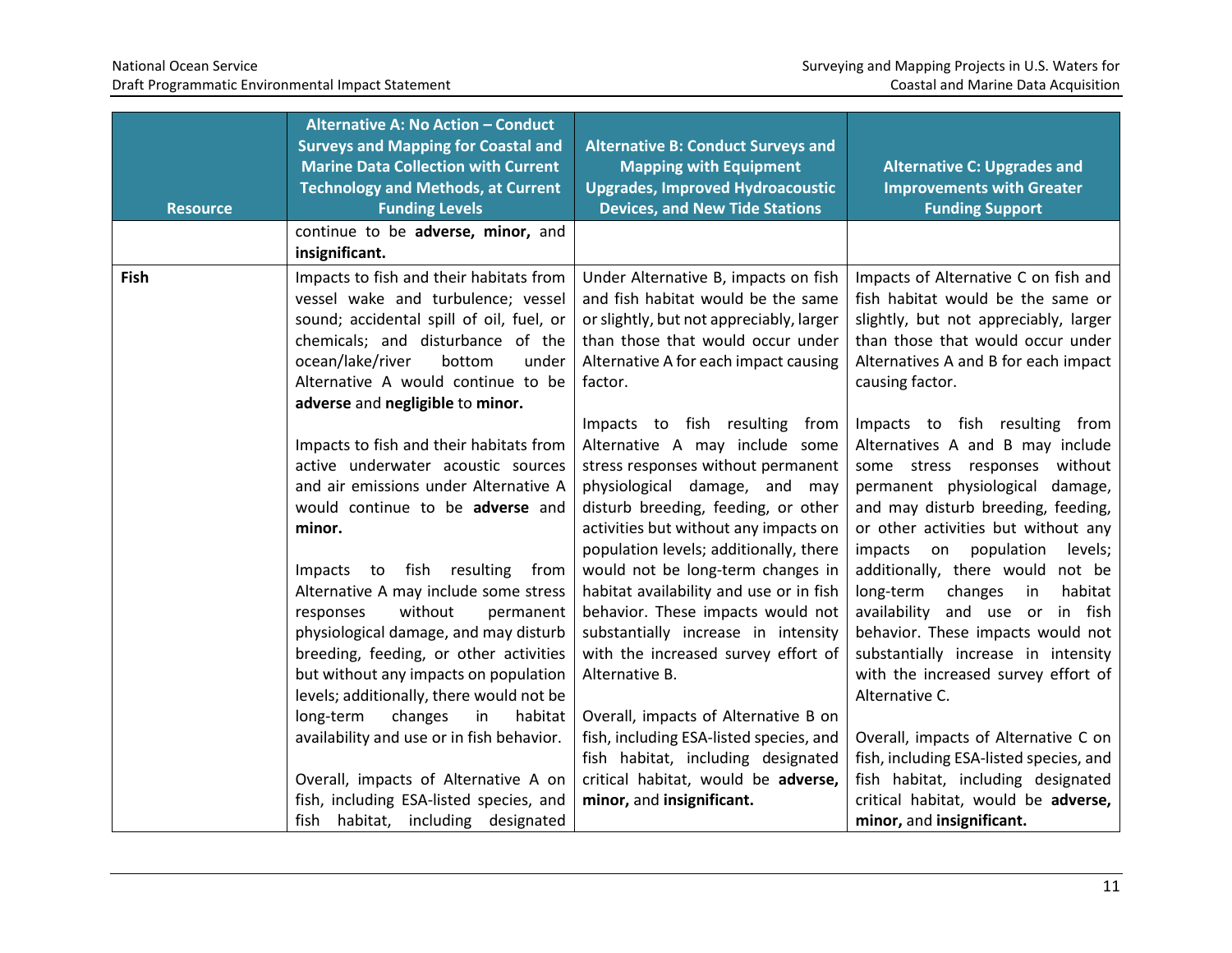| Resource | Alternative A: No Action – Conduct Surveys and Mapping for Coastal and Marine Data Collection with Current Technology and Methods, at Current Funding Levels | Alternative B: Conduct Surveys and Mapping with Equipment Upgrades, Improved Hydroacoustic Devices, and New Tide Stations | Alternative C: Upgrades and Improvements with Greater Funding Support |
|---|---|---|---|
| | continue to be **adverse, minor,** and **insignificant.** | | |
| **Fish** | Impacts to fish and their habitats from vessel wake and turbulence; vessel sound; accidental spill of oil, fuel, or chemicals; and disturbance of the ocean/lake/river bottom under Alternative A would continue to be **adverse** and **negligible** to **minor.**<br><br>Impacts to fish and their habitats from active underwater acoustic sources and air emissions under Alternative A would continue to be **adverse** and **minor.**<br><br>Impacts to fish resulting from Alternative A may include some stress responses without permanent physiological damage, and may disturb breeding, feeding, or other activities but without any impacts on population levels; additionally, there would not be long-term changes in habitat availability and use or in fish behavior.<br><br>Overall, impacts of Alternative A on fish, including ESA-listed species, and fish habitat, including designated | Under Alternative B, impacts on fish and fish habitat would be the same or slightly, but not appreciably, larger than those that would occur under Alternative A for each impact causing factor.<br><br>Impacts to fish resulting from Alternative A may include some stress responses without permanent physiological damage, and may disturb breeding, feeding, or other activities but without any impacts on population levels; additionally, there would not be long-term changes in habitat availability and use or in fish behavior. These impacts would not substantially increase in intensity with the increased survey effort of Alternative B.<br><br>Overall, impacts of Alternative B on fish, including ESA-listed species, and fish habitat, including designated critical habitat, would be **adverse, minor,** and **insignificant.** | Impacts of Alternative C on fish and fish habitat would be the same or slightly, but not appreciably, larger than those that would occur under Alternatives A and B for each impact causing factor.<br><br>Impacts to fish resulting from Alternatives A and B may include some stress responses without permanent physiological damage, and may disturb breeding, feeding, or other activities but without any impacts on population levels; additionally, there would not be long-term changes in habitat availability and use or in fish behavior. These impacts would not substantially increase in intensity with the increased survey effort of Alternative C.<br><br>Overall, impacts of Alternative C on fish, including ESA-listed species, and fish habitat, including designated critical habitat, would be **adverse, minor,** and **insignificant.** |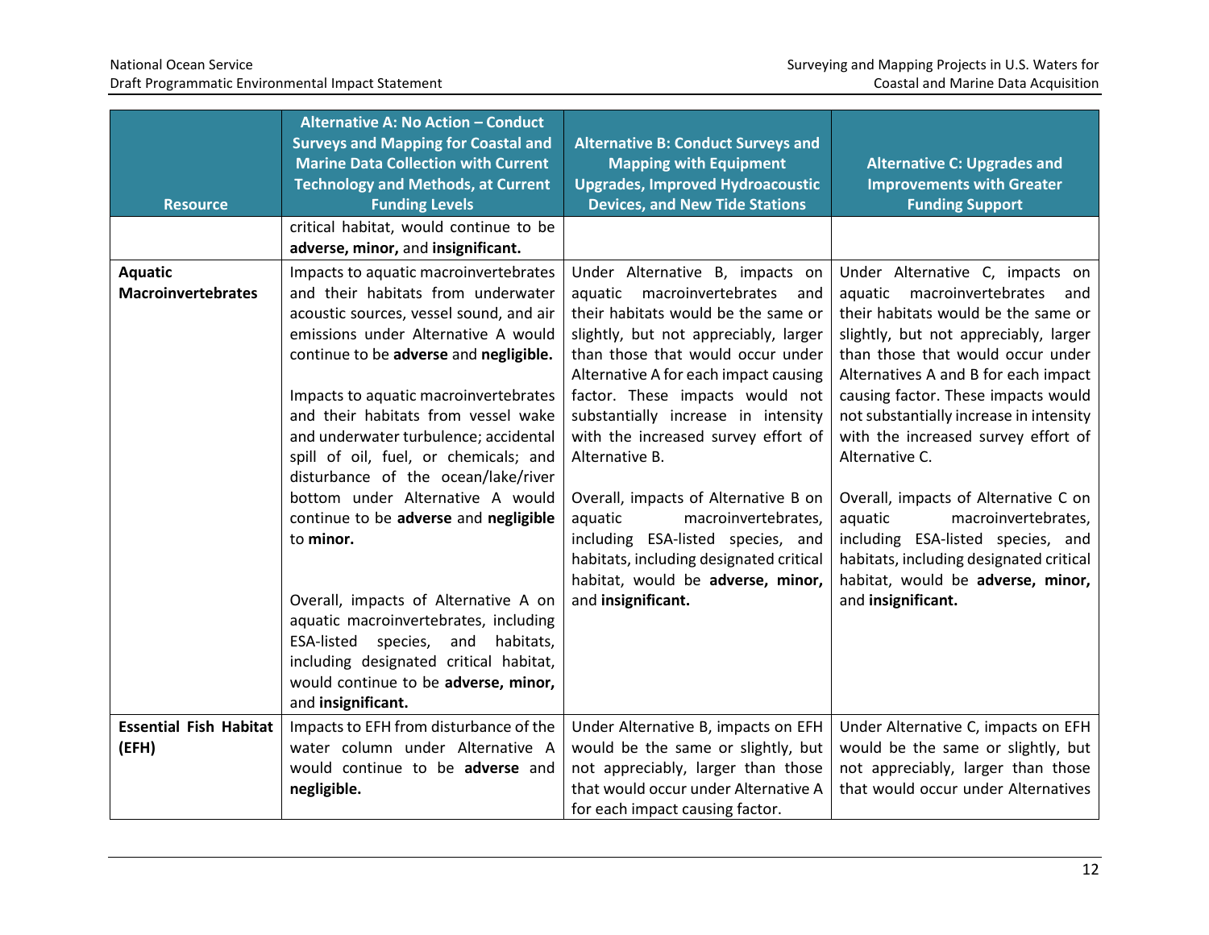| Resource | Alternative A: No Action – Conduct Surveys and Mapping for Coastal and Marine Data Collection with Current Technology and Methods, at Current Funding Levels | Alternative B: Conduct Surveys and Mapping with Equipment Upgrades, Improved Hydroacoustic Devices, and New Tide Stations | Alternative C: Upgrades and Improvements with Greater Funding Support |
|---|---|---|---|
| | critical habitat, would continue to be **adverse, minor,** and **insignificant.** | | |
| **Aquatic Macroinvertebrates** | Impacts to aquatic macroinvertebrates and their habitats from underwater acoustic sources, vessel sound, and air emissions under Alternative A would continue to be **adverse** and **negligible.**<br><br>Impacts to aquatic macroinvertebrates and their habitats from vessel wake and underwater turbulence; accidental spill of oil, fuel, or chemicals; and disturbance of the ocean/lake/river bottom under Alternative A would continue to be **adverse** and **negligible** to **minor.**<br><br>Overall, impacts of Alternative A on aquatic macroinvertebrates, including ESA-listed species, and habitats, including designated critical habitat, would continue to be **adverse, minor,** and **insignificant.** | Under Alternative B, impacts on aquatic macroinvertebrates and their habitats would be the same or slightly, but not appreciably, larger than those that would occur under Alternative A for each impact causing factor. These impacts would not substantially increase in intensity with the increased survey effort of Alternative B.<br><br>Overall, impacts of Alternative B on aquatic macroinvertebrates, including ESA-listed species, and habitats, including designated critical habitat, would be **adverse, minor,** and **insignificant.** | Under Alternative C, impacts on aquatic macroinvertebrates and their habitats would be the same or slightly, but not appreciably, larger than those that would occur under Alternatives A and B for each impact causing factor. These impacts would not substantially increase in intensity with the increased survey effort of Alternative C.<br><br>Overall, impacts of Alternative C on aquatic macroinvertebrates, including ESA-listed species, and habitats, including designated critical habitat, would be **adverse, minor,** and **insignificant.** |
| **Essential Fish Habitat (EFH)** | Impacts to EFH from disturbance of the water column under Alternative A would continue to **adverse** and **negligible.** | Under Alternative B, impacts on EFH would be the same or slightly, but not appreciably, larger than those that would occur under Alternative A for each impact causing factor. | Under Alternative C, impacts on EFH would be the same or slightly, but not appreciably, larger than those that would occur under Alternatives |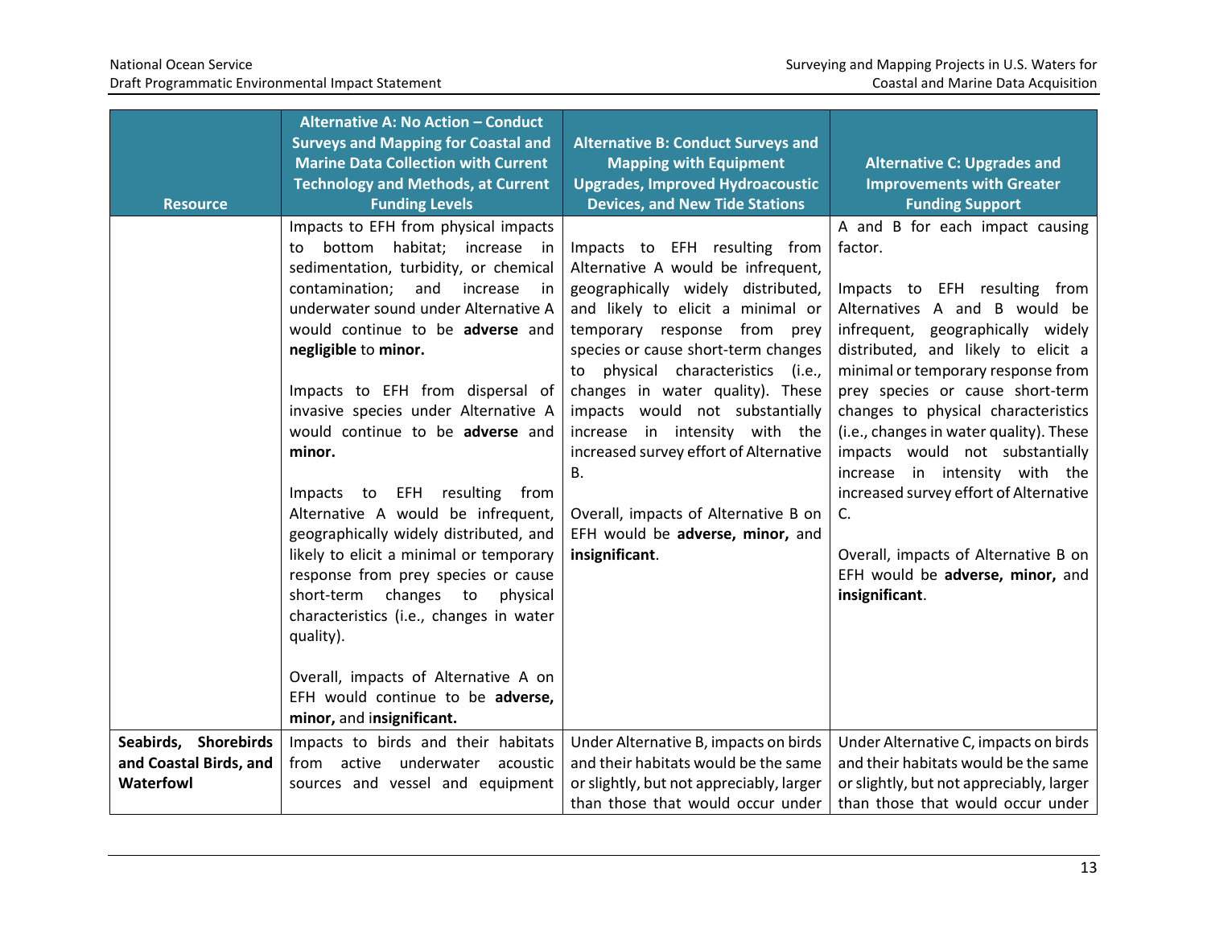| Resource | Alternative A: No Action – Conduct Surveys and Mapping for Coastal and Marine Data Collection with Current Technology and Methods, at Current Funding Levels | Alternative B: Conduct Surveys and Mapping with Equipment Upgrades, Improved Hydroacoustic Devices, and New Tide Stations | Alternative C: Upgrades and Improvements with Greater Funding Support |
|---|---|---|---|
| | Impacts to EFH from physical impacts to bottom habitat; increase in sedimentation, turbidity, or chemical contamination; and increase in underwater sound under Alternative A would continue to be **adverse** and **negligible** to **minor.**<br><br>Impacts to EFH from dispersal of invasive species under Alternative A would continue to be **adverse** and **minor.**<br><br>Impacts to EFH resulting from Alternative A would be infrequent, geographically widely distributed, and likely to elicit a minimal or temporary response from prey species or cause short-term changes to physical characteristics (i.e., changes in water quality).<br><br>Overall, impacts of Alternative A on EFH would continue to be **adverse, minor,** and i**nsignificant.** | Impacts to EFH resulting from Alternative A would be infrequent, geographically widely distributed, and likely to elicit a minimal or temporary response from prey species or cause short-term changes to physical characteristics (i.e., changes in water quality). These impacts would not substantially increase in intensity with the increased survey effort of Alternative B.<br><br>Overall, impacts of Alternative B on EFH would be **adverse, minor,** and **insignificant**. | A and B for each impact causing factor.<br><br>Impacts to EFH resulting from Alternatives A and B would be infrequent, geographically widely distributed, and likely to elicit a minimal or temporary response from prey species or cause short-term changes to physical characteristics (i.e., changes in water quality). These impacts would not substantially increase in intensity with the increased survey effort of Alternative C.<br><br>Overall, impacts of Alternative B on EFH would be **adverse, minor,** and **insignificant**. |
| **Seabirds, Shorebirds and Coastal Birds, and Waterfowl** | Impacts to birds and their habitats from active underwater acoustic sources and vessel and equipment | Under Alternative B, impacts on birds and their habitats would be the same or slightly, but not appreciably, larger than those that would occur under | Under Alternative C, impacts on birds and their habitats would be the same or slightly, but not appreciably, larger than those that would occur under |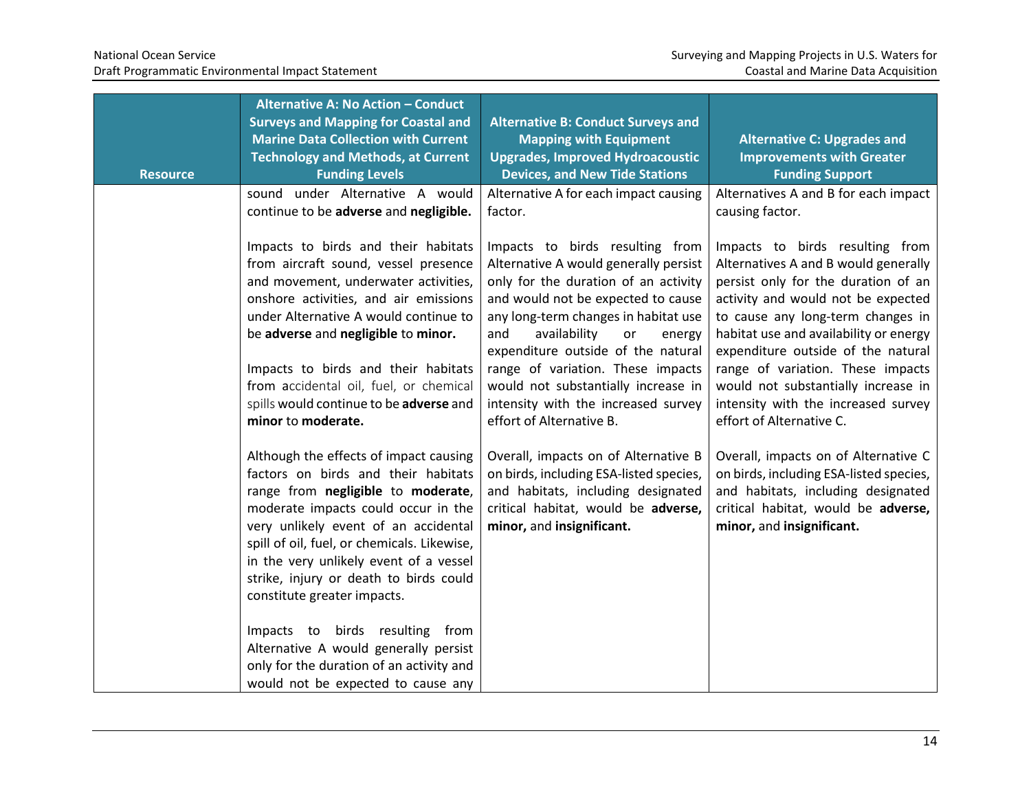| Resource | Alternative A: No Action – Conduct Surveys and Mapping for Coastal and Marine Data Collection with Current Technology and Methods, at Current Funding Levels | Alternative B: Conduct Surveys and Mapping with Equipment Upgrades, Improved Hydroacoustic Devices, and New Tide Stations | Alternative C: Upgrades and Improvements with Greater Funding Support |
|---|---|---|---|
| | sound under Alternative A would continue to be **adverse** and **negligible.**<br><br>Impacts to birds and their habitats from aircraft sound, vessel presence and movement, underwater activities, onshore activities, and air emissions under Alternative A would continue to be **adverse** and **negligible** to **minor.**<br><br>Impacts to birds and their habitats from accidental oil, fuel, or chemical spills would continue to be **adverse** and **minor** to **moderate.**<br><br>Although the effects of impact causing factors on birds and their habitats range from **negligible** to **moderate**, moderate impacts could occur in the very unlikely event of an accidental spill of oil, fuel, or chemicals. Likewise, in the very unlikely event of a vessel strike, injury or death to birds could constitute greater impacts.<br><br>Impacts to birds resulting from Alternative A would generally persist only for the duration of an activity and would not be expected to cause any | Alternative A for each impact causing factor.<br><br>Impacts to birds resulting from Alternative A would generally persist only for the duration of an activity and would not be expected to cause any long-term changes in habitat use and availability or energy expenditure outside of the natural range of variation. These impacts would not substantially increase in intensity with the increased survey effort of Alternative B.<br><br>Overall, impacts on of Alternative B on birds, including ESA-listed species, and habitats, including designated critical habitat, would be **adverse, minor,** and **insignificant.** | Alternatives A and B for each impact causing factor.<br><br>Impacts to birds resulting from Alternatives A and B would generally persist only for the duration of an activity and would not be expected to cause any long-term changes in habitat use and availability or energy expenditure outside of the natural range of variation. These impacts would not substantially increase in intensity with the increased survey effort of Alternative C.<br><br>Overall, impacts on of Alternative C on birds, including ESA-listed species, and habitats, including designated critical habitat, would be **adverse, minor,** and **insignificant.** |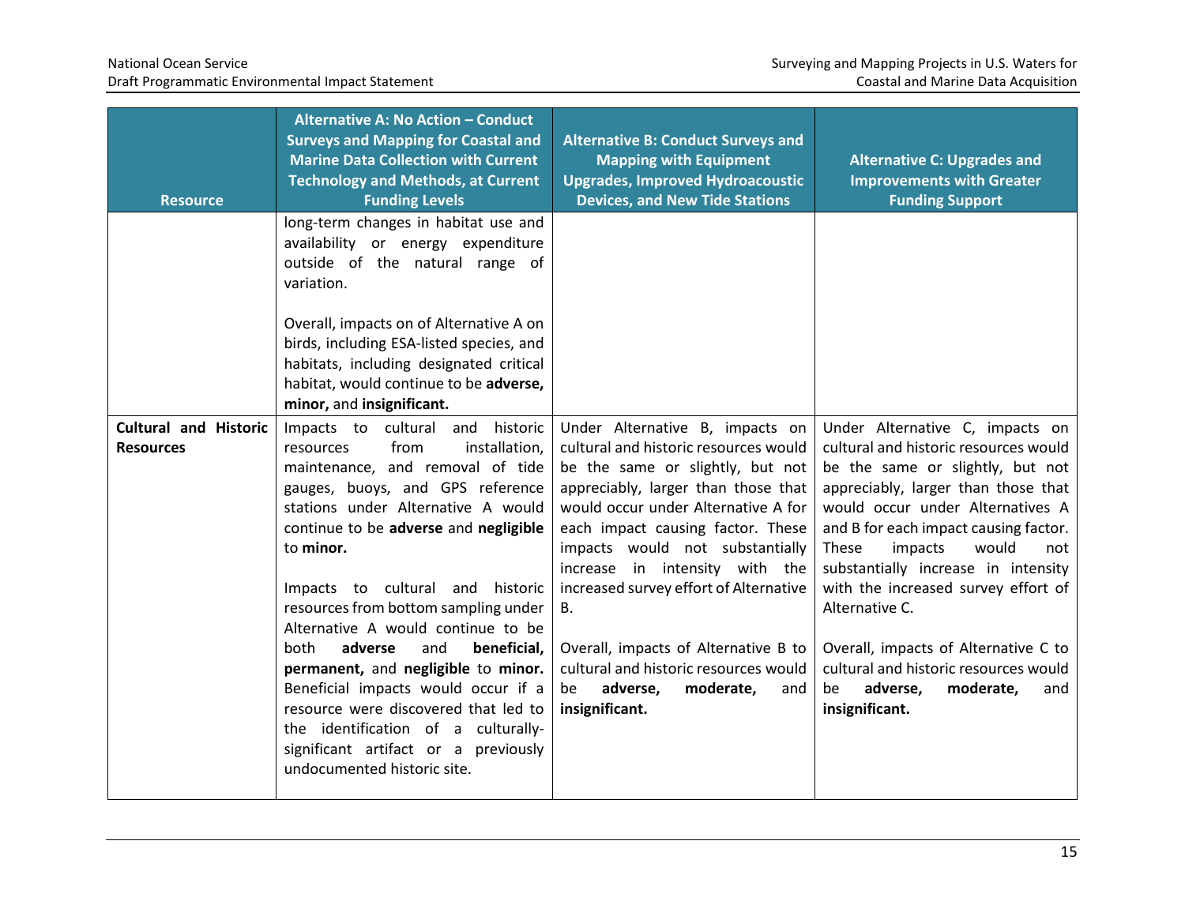| Resource | Alternative A: No Action – Conduct Surveys and Mapping for Coastal and Marine Data Collection with Current Technology and Methods, at Current Funding Levels | Alternative B: Conduct Surveys and Mapping with Equipment Upgrades, Improved Hydroacoustic Devices, and New Tide Stations | Alternative C: Upgrades and Improvements with Greater Funding Support |
|---|---|---|---|
| | long-term changes in habitat use and availability or energy expenditure outside of the natural range of variation.<br><br>Overall, impacts on of Alternative A on birds, including ESA-listed species, and habitats, including designated critical habitat, would continue to be **adverse, minor,** and **insignificant.** | | |
| **Cultural and Historic Resources** | Impacts to cultural and historic resources from installation, maintenance, and removal of tide gauges, buoys, and GPS reference stations under Alternative A would continue to be **adverse** and **negligible** to **minor.**<br><br>Impacts to cultural and historic resources from bottom sampling under Alternative A would continue to be both **adverse** and **beneficial, permanent,** and **negligible** to **minor.** Beneficial impacts would occur if a resource were discovered that led to the identification of a culturally-significant artifact or a previously undocumented historic site. | Under Alternative B, impacts on cultural and historic resources would be the same or slightly, but not appreciably, larger than those that would occur under Alternative A for each impact causing factor. These impacts would not substantially increase in intensity with the increased survey effort of Alternative B.<br><br>Overall, impacts of Alternative B to cultural and historic resources would be **adverse, moderate,** and **insignificant.** | Under Alternative C, impacts on cultural and historic resources would be the same or slightly, but not appreciably, larger than those that would occur under Alternatives A and B for each impact causing factor. These impacts would not substantially increase in intensity with the increased survey effort of Alternative C.<br><br>Overall, impacts of Alternative C to cultural and historic resources would be **adverse, moderate,** and **insignificant.** |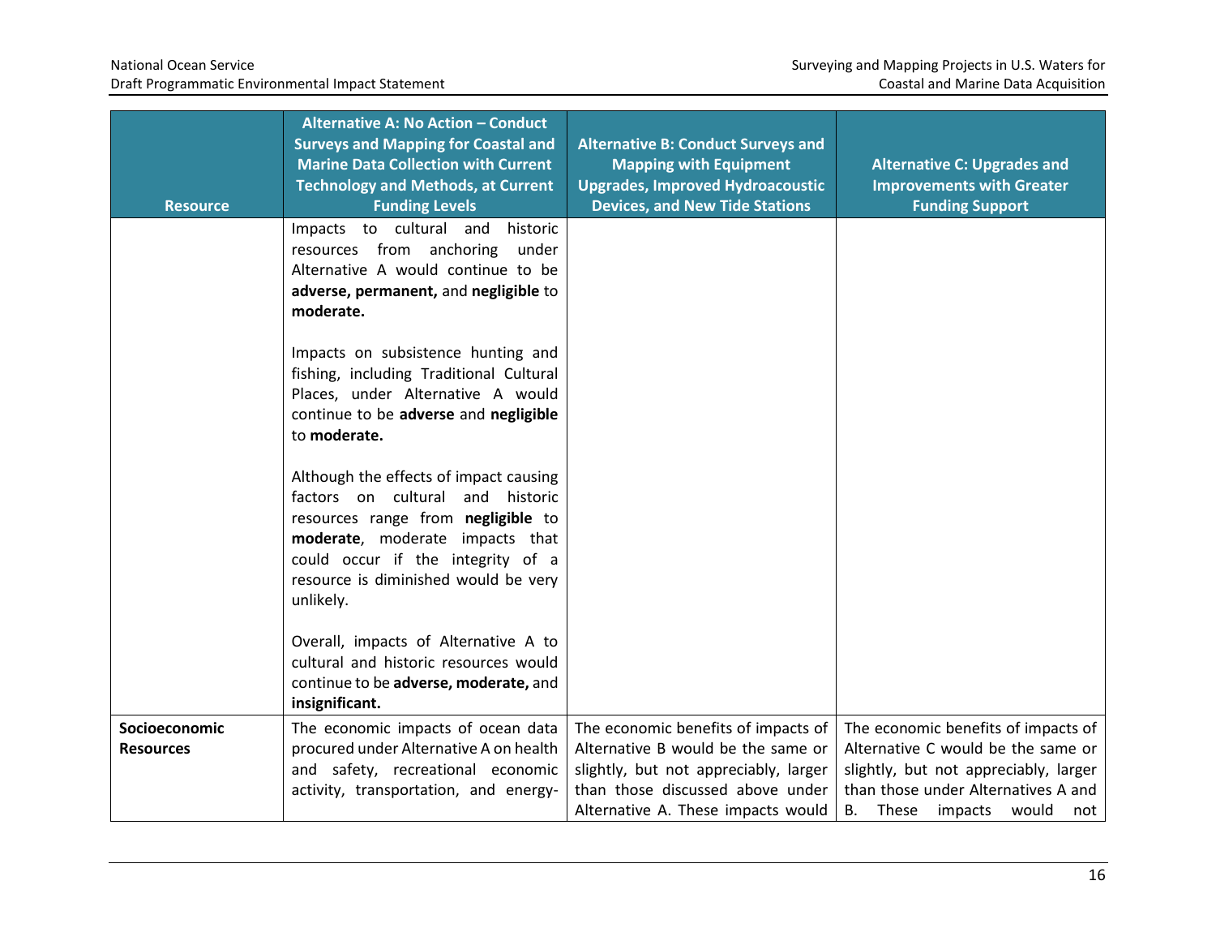| Resource | Alternative A: No Action – Conduct Surveys and Mapping for Coastal and Marine Data Collection with Current Technology and Methods, at Current Funding Levels | Alternative B: Conduct Surveys and Mapping with Equipment Upgrades, Improved Hydroacoustic Devices, and New Tide Stations | Alternative C: Upgrades and Improvements with Greater Funding Support |
|---|---|---|---|
| | Impacts to cultural and historic resources from anchoring under Alternative A would continue to be **adverse, permanent,** and **negligible** to **moderate.**<br><br>Impacts on subsistence hunting and fishing, including Traditional Cultural Places, under Alternative A would continue to be **adverse** and **negligible** to **moderate.**<br><br>Although the effects of impact causing factors on cultural and historic resources range from **negligible** to **moderate**, moderate impacts that could occur if the integrity of a resource is diminished would be very unlikely.<br><br>Overall, impacts of Alternative A to cultural and historic resources would continue to be **adverse, moderate,** and **insignificant.** | | |
| **Socioeconomic Resources** | The economic impacts of ocean data procured under Alternative A on health and safety, recreational economic activity, transportation, and energy- | The economic benefits of impacts of Alternative B would be the same or slightly, but not appreciably, larger than those discussed above under Alternative A. These impacts would | The economic benefits of impacts of Alternative C would be the same or slightly, but not appreciably, larger than those under Alternatives A and B. These impacts would not |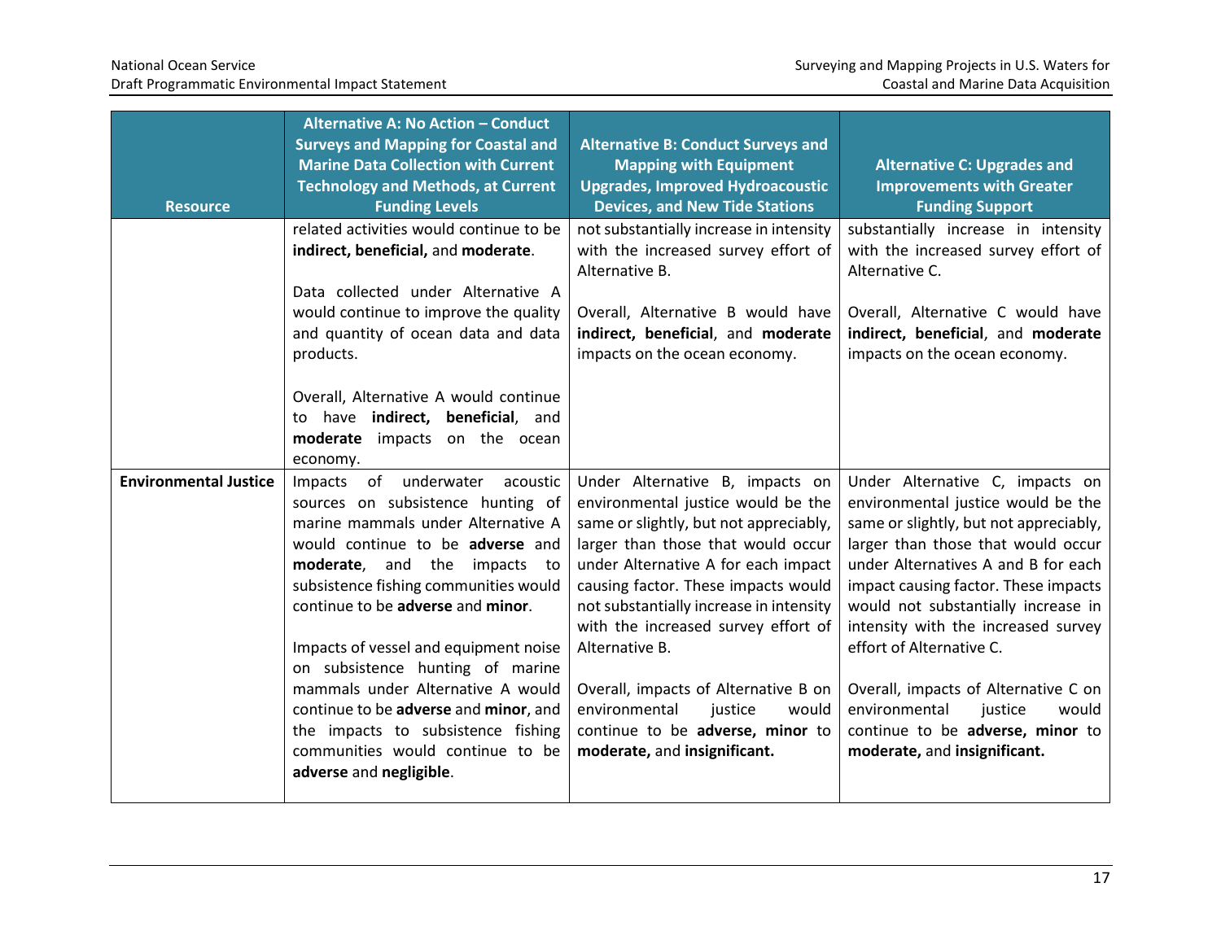| Resource | Alternative A: No Action – Conduct Surveys and Mapping for Coastal and Marine Data Collection with Current Technology and Methods, at Current Funding Levels | Alternative B: Conduct Surveys and Mapping with Equipment Upgrades, Improved Hydroacoustic Devices, and New Tide Stations | Alternative C: Upgrades and Improvements with Greater Funding Support |
|---|---|---|---|
| | related activities would continue to be **indirect, beneficial,** and **moderate**.<br><br>Data collected under Alternative A would continue to improve the quality and quantity of ocean data and data products.<br><br>Overall, Alternative A would continue to have **indirect, beneficial**, and **moderate** impacts on the ocean economy. | not substantially increase in intensity with the increased survey effort of Alternative B.<br><br>Overall, Alternative B would have **indirect, beneficial**, and **moderate** impacts on the ocean economy. | substantially increase in intensity with the increased survey effort of Alternative C.<br><br>Overall, Alternative C would have **indirect, beneficial**, and **moderate** impacts on the ocean economy. |
| **Environmental Justice** | Impacts of underwater acoustic sources on subsistence hunting of marine mammals under Alternative A would continue to be **adverse** and **moderate**, and the impacts to subsistence fishing communities would continue to be **adverse** and **minor**.<br><br>Impacts of vessel and equipment noise on subsistence hunting of marine mammals under Alternative A would continue to be **adverse** and **minor**, and the impacts to subsistence fishing communities would continue to be **adverse** and **negligible**. | Under Alternative B, impacts on environmental justice would be the same or slightly, but not appreciably, larger than those that would occur under Alternative A for each impact causing factor. These impacts would not substantially increase in intensity with the increased survey effort of Alternative B.<br><br>Overall, impacts of Alternative B on environmental justice would continue to be **adverse, minor** to **moderate,** and **insignificant.** | Under Alternative C, impacts on environmental justice would be the same or slightly, but not appreciably, larger than those that would occur under Alternatives A and B for each impact causing factor. These impacts would not substantially increase in intensity with the increased survey effort of Alternative C.<br><br>Overall, impacts of Alternative C on environmental justice would continue to be **adverse, minor** to **moderate,** and **insignificant.** |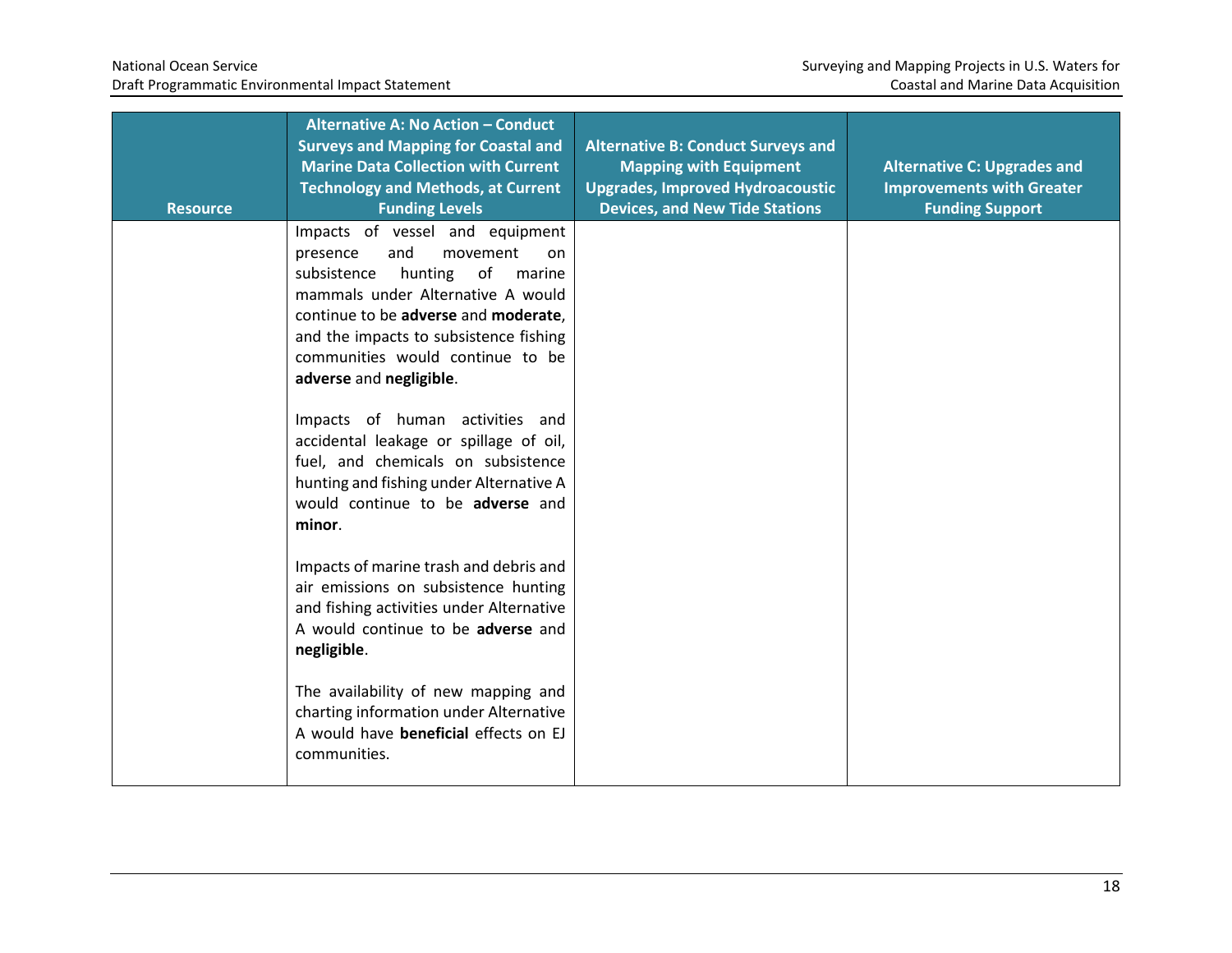| Resource | Alternative A: No Action – Conduct Surveys and Mapping for Coastal and Marine Data Collection with Current Technology and Methods, at Current Funding Levels | Alternative B: Conduct Surveys and Mapping with Equipment Upgrades, Improved Hydroacoustic Devices, and New Tide Stations | Alternative C: Upgrades and Improvements with Greater Funding Support |
|---|---|---|---|
| | Impacts of vessel and equipment presence and movement on subsistence hunting of marine mammals under Alternative A would continue to be **adverse** and **moderate**, and the impacts to subsistence fishing communities would continue to be **adverse** and **negligible**.<br><br>Impacts of human activities and accidental leakage or spillage of oil, fuel, and chemicals on subsistence hunting and fishing under Alternative A would continue to be **adverse** and **minor**.<br><br>Impacts of marine trash and debris and air emissions on subsistence hunting and fishing activities under Alternative A would continue to be **adverse** and **negligible**.<br><br>The availability of new mapping and charting information under Alternative A would have **beneficial** effects on EJ communities. | | |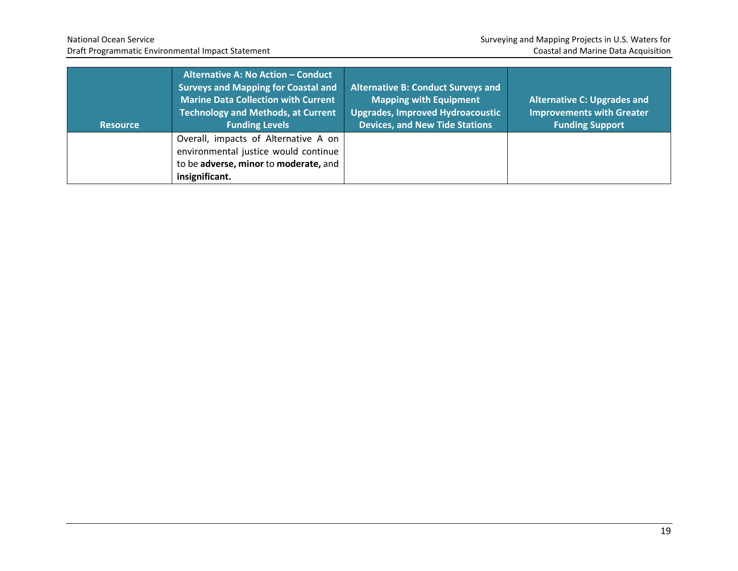| Resource | Alternative A: No Action – Conduct Surveys and Mapping for Coastal and Marine Data Collection with Current Technology and Methods, at Current Funding Levels | Alternative B: Conduct Surveys and Mapping with Equipment Upgrades, Improved Hydroacoustic Devices, and New Tide Stations | Alternative C: Upgrades and Improvements with Greater Funding Support |
|---|---|---|---|
| | Overall, impacts of Alternative A on environmental justice would continue to be **adverse, minor** to **moderate,** and **insignificant.** | | |